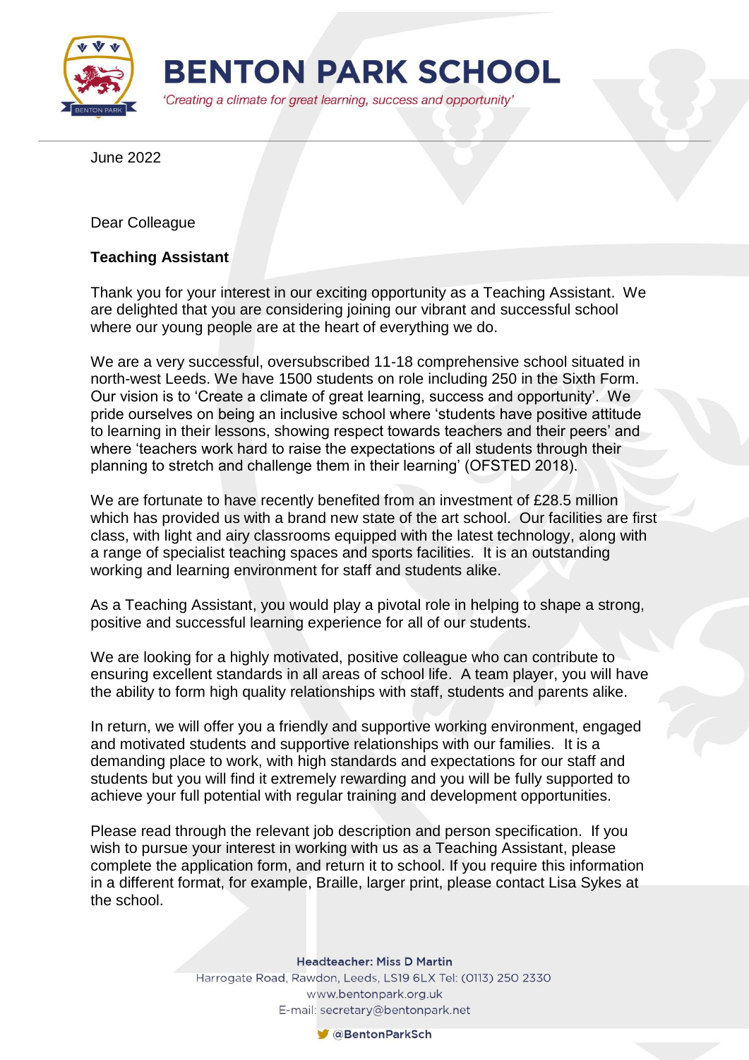# BENTON PARK SCHOOL

*'Creating a climate for great learning, success and opportunity'*

June 2022

Dear Colleague

**Teaching Assistant**

Thank you for your interest in our exciting opportunity as a Teaching Assistant. We are delighted that you are considering joining our vibrant and successful school where our young people are at the heart of everything we do.

We are a very successful, oversubscribed 11-18 comprehensive school situated in north-west Leeds. We have 1500 students on role including 250 in the Sixth Form. Our vision is to 'Create a climate of great learning, success and opportunity'. We pride ourselves on being an inclusive school where 'students have positive attitude to learning in their lessons, showing respect towards teachers and their peers' and where 'teachers work hard to raise the expectations of all students through their planning to stretch and challenge them in their learning' (OFSTED 2018).

We are fortunate to have recently benefited from an investment of £28.5 million which has provided us with a brand new state of the art school. Our facilities are first class, with light and airy classrooms equipped with the latest technology, along with a range of specialist teaching spaces and sports facilities. It is an outstanding working and learning environment for staff and students alike.

As a Teaching Assistant, you would play a pivotal role in helping to shape a strong, positive and successful learning experience for all of our students.

We are looking for a highly motivated, positive colleague who can contribute to ensuring excellent standards in all areas of school life. A team player, you will have the ability to form high quality relationships with staff, students and parents alike.

In return, we will offer you a friendly and supportive working environment, engaged and motivated students and supportive relationships with our families. It is a demanding place to work, with high standards and expectations for our staff and students but you will find it extremely rewarding and you will be fully supported to achieve your full potential with regular training and development opportunities.

Please read through the relevant job description and person specification. If you wish to pursue your interest in working with us as a Teaching Assistant, please complete the application form, and return it to school. If you require this information in a different format, for example, Braille, larger print, please contact Lisa Sykes at the school.

**Headteacher: Miss D Martin**
Harrogate Road, Rawdon, Leeds, LS19 6LX Tel: (0113) 250 2330
www.bentonpark.org.uk
E-mail: secretary@bentonpark.net
@BentonParkSch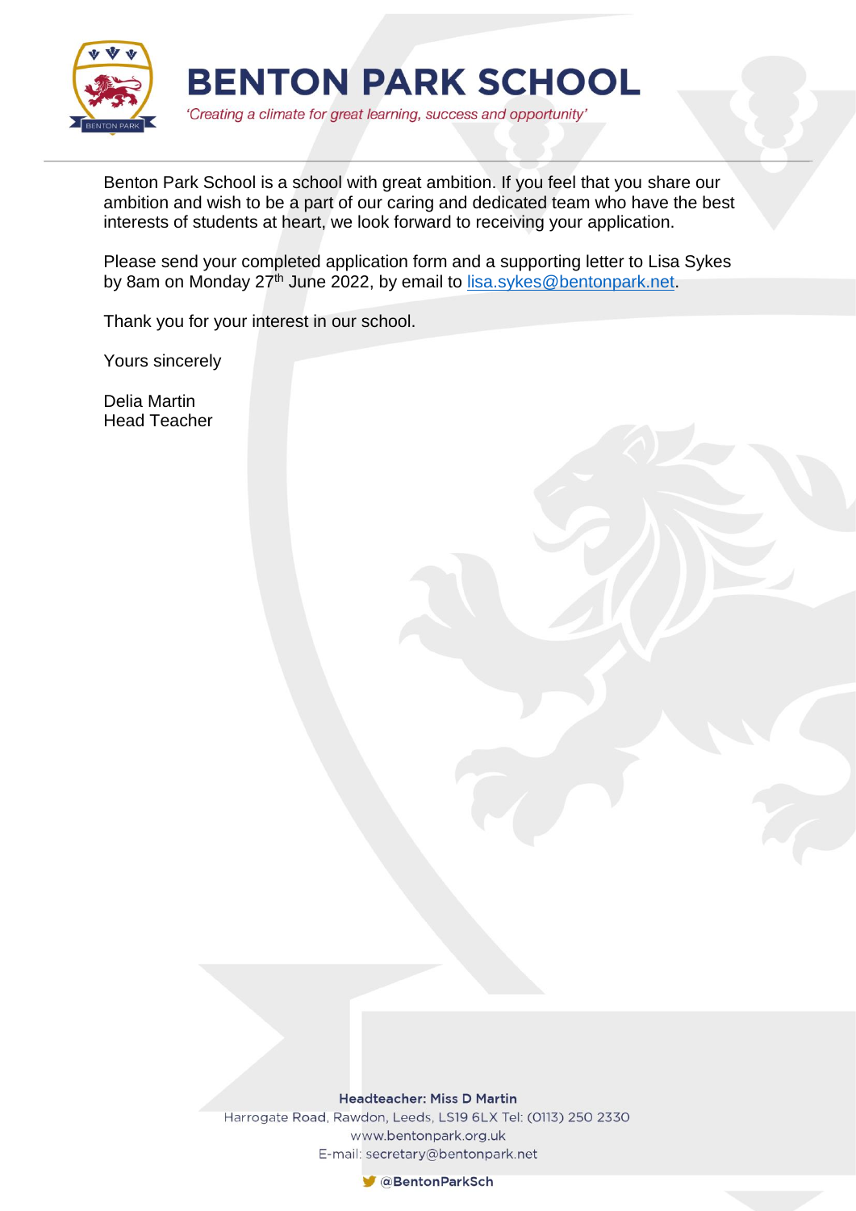Benton Park School is a school with great ambition. If you feel that you share our ambition and wish to be a part of our caring and dedicated team who have the best interests of students at heart, we look forward to receiving your application.

Please send your completed application form and a supporting letter to Lisa Sykes by 8am on Monday 27th June 2022, by email to lisa.sykes@bentonpark.net.

Thank you for your interest in our school.

Yours sincerely

Delia Martin
Head Teacher